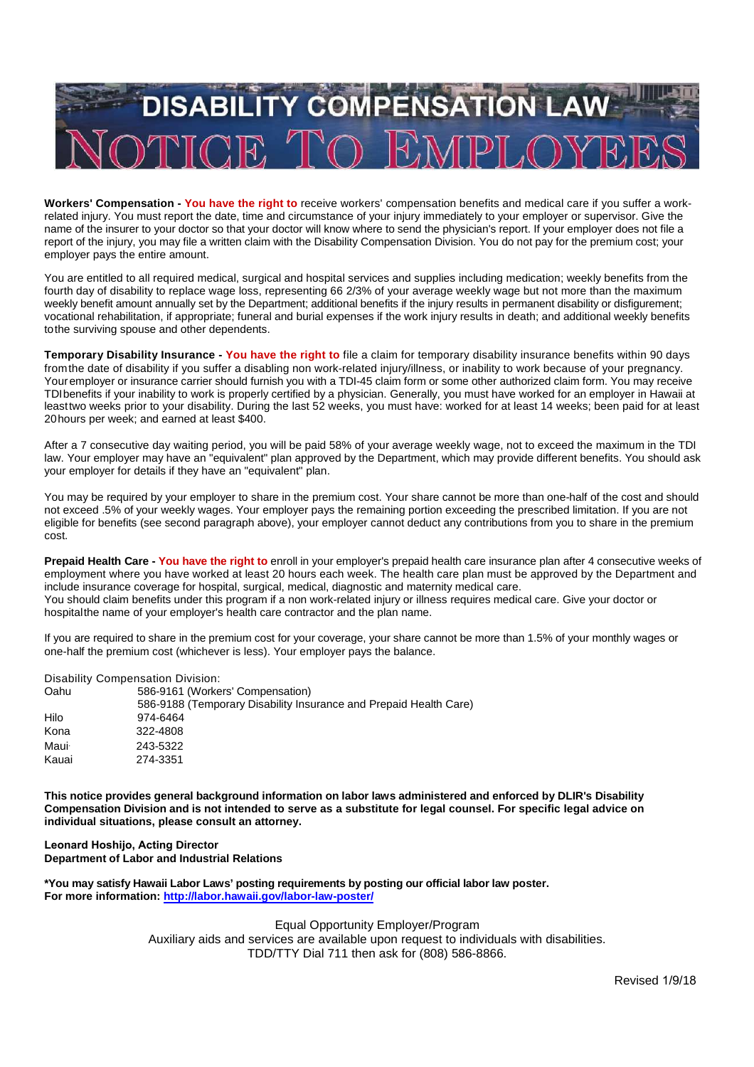# DISABILITY COMPENSATION LAW

# NOTICE TO EMPLOYEES

**Workers' Compensation - You have the right to** receive workers' compensation benefits and medical care if you suffer a work-related injury. You must report the date, time and circumstance of your injury immediately to your employer or supervisor. Give the name of the insurer to your doctor so that your doctor will know where to send the physician's report. If your employer does not file a report of the injury, you may file a written claim with the Disability Compensation Division. You do not pay for the premium cost; your employer pays the entire amount.

You are entitled to all required medical, surgical and hospital services and supplies including medication; weekly benefits from the fourth day of disability to replace wage loss, representing 66 2/3% of your average weekly wage but not more than the maximum weekly benefit amount annually set by the Department; additional benefits if the injury results in permanent disability or disfigurement; vocational rehabilitation, if appropriate; funeral and burial expenses if the work injury results in death; and additional weekly benefits to the surviving spouse and other dependents.

**Temporary Disability Insurance - You have the right to** file a claim for temporary disability insurance benefits within 90 days from the date of disability if you suffer a disabling non work-related injury/illness, or inability to work because of your pregnancy. Your employer or insurance carrier should furnish you with a TDI-45 claim form or some other authorized claim form. You may receive TDI benefits if your inability to work is properly certified by a physician. Generally, you must have worked for an employer in Hawaii at least two weeks prior to your disability. During the last 52 weeks, you must have: worked for at least 14 weeks; been paid for at least 20 hours per week; and earned at least $400.

After a 7 consecutive day waiting period, you will be paid 58% of your average weekly wage, not to exceed the maximum in the TDI law. Your employer may have an "equivalent" plan approved by the Department, which may provide different benefits. You should ask your employer for details if they have an "equivalent" plan.

You may be required by your employer to share in the premium cost. Your share cannot be more than one-half of the cost and should not exceed .5% of your weekly wages. Your employer pays the remaining portion exceeding the prescribed limitation. If you are not eligible for benefits (see second paragraph above), your employer cannot deduct any contributions from you to share in the premium cost.

**Prepaid Health Care - You have the right to** enroll in your employer's prepaid health care insurance plan after 4 consecutive weeks of employment where you have worked at least 20 hours each week. The health care plan must be approved by the Department and include insurance coverage for hospital, surgical, medical, diagnostic and maternity medical care.
You should claim benefits under this program if a non work-related injury or illness requires medical care. Give your doctor or hospital the name of your employer's health care contractor and the plan name.

If you are required to share in the premium cost for your coverage, your share cannot be more than 1.5% of your monthly wages or one-half the premium cost (whichever is less). Your employer pays the balance.

Disability Compensation Division:

| | |
|---|---|
| Oahu | 586-9161 (Workers' Compensation) |
| | 586-9188 (Temporary Disability Insurance and Prepaid Health Care) |
| Hilo | 974-6464 |
| Kona | 322-4808 |
| Maui | 243-5322 |
| Kauai | 274-3351 |

**This notice provides general background information on labor laws administered and enforced by DLIR's Disability Compensation Division and is not intended to serve as a substitute for legal counsel. For specific legal advice on individual situations, please consult an attorney.**

**Leonard Hoshijo, Acting Director**
**Department of Labor and Industrial Relations**

**\*You may satisfy Hawaii Labor Laws' posting requirements by posting our official labor law poster.**
**For more information: http://labor.hawaii.gov/labor-law-poster/**

Equal Opportunity Employer/Program
Auxiliary aids and services are available upon request to individuals with disabilities.
TDD/TTY Dial 711 then ask for (808) 586-8866.

Revised 1/9/18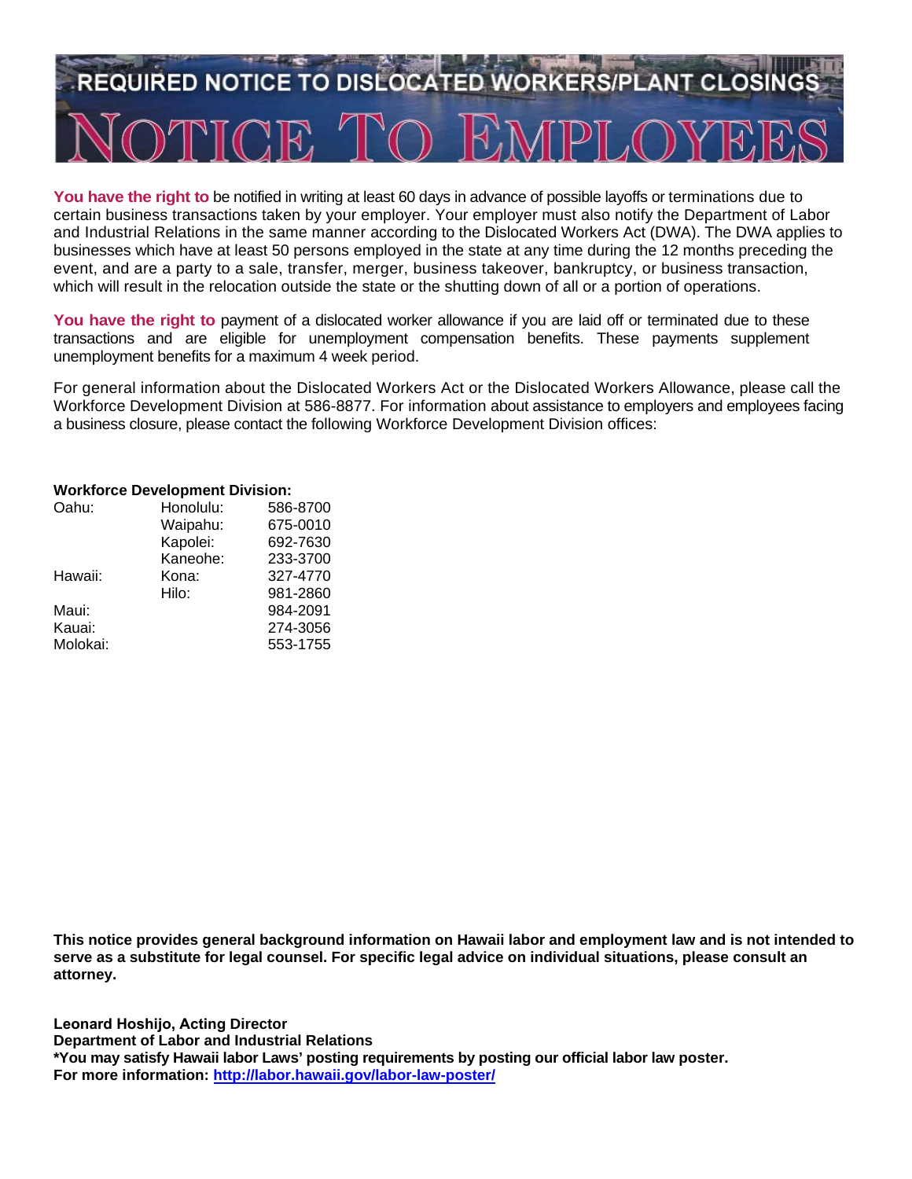# REQUIRED NOTICE TO DISLOCATED WORKERS/PLANT CLOSINGS

# NOTICE TO EMPLOYEES

**You have the right to** be notified in writing at least 60 days in advance of possible layoffs or terminations due to certain business transactions taken by your employer. Your employer must also notify the Department of Labor and Industrial Relations in the same manner according to the Dislocated Workers Act (DWA). The DWA applies to businesses which have at least 50 persons employed in the state at any time during the 12 months preceding the event, and are a party to a sale, transfer, merger, business takeover, bankruptcy, or business transaction, which will result in the relocation outside the state or the shutting down of all or a portion of operations.

**You have the right to** payment of a dislocated worker allowance if you are laid off or terminated due to these transactions and are eligible for unemployment compensation benefits. These payments supplement unemployment benefits for a maximum 4 week period.

For general information about the Dislocated Workers Act or the Dislocated Workers Allowance, please call the Workforce Development Division at 586-8877. For information about assistance to employers and employees facing a business closure, please contact the following Workforce Development Division offices:

**Workforce Development Division:**

| | | |
|---|---|---|
| Oahu: | Honolulu: | 586-8700 |
| | Waipahu: | 675-0010 |
| | Kapolei: | 692-7630 |
| | Kaneohe: | 233-3700 |
| Hawaii: | Kona: | 327-4770 |
| | Hilo: | 981-2860 |
| Maui: | | 984-2091 |
| Kauai: | | 274-3056 |
| Molokai: | | 553-1755 |

**This notice provides general background information on Hawaii labor and employment law and is not intended to serve as a substitute for legal counsel. For specific legal advice on individual situations, please consult an attorney.**

**Leonard Hoshijo, Acting Director**
**Department of Labor and Industrial Relations**
**\*You may satisfy Hawaii labor Laws' posting requirements by posting our official labor law poster.**
**For more information: [http://labor.hawaii.gov/labor-law-poster/](http://labor.hawaii.gov/labor-law-poster/)**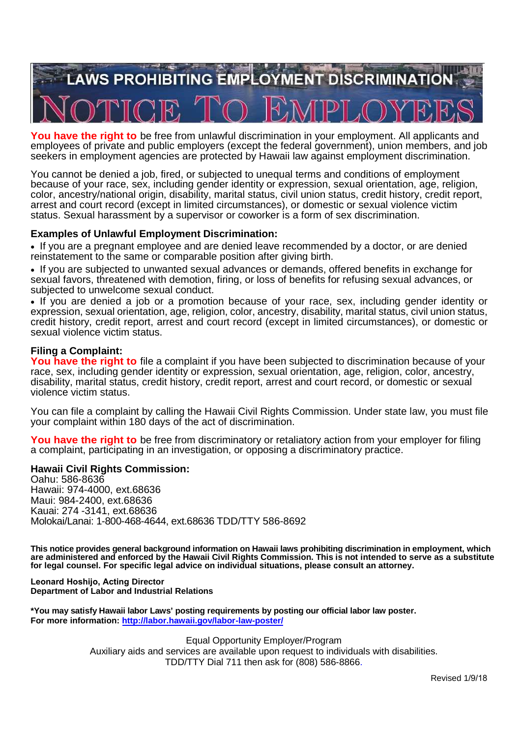# LAWS PROHIBITING EMPLOYMENT DISCRIMINATION

# NOTICE TO EMPLOYEES

**You have the right to** be free from unlawful discrimination in your employment. All applicants and employees of private and public employers (except the federal government), union members, and job seekers in employment agencies are protected by Hawaii law against employment discrimination.

You cannot be denied a job, fired, or subjected to unequal terms and conditions of employment because of your race, sex, including gender identity or expression, sexual orientation, age, religion, color, ancestry/national origin, disability, marital status, civil union status, credit history, credit report, arrest and court record (except in limited circumstances), or domestic or sexual violence victim status. Sexual harassment by a supervisor or coworker is a form of sex discrimination.

### Examples of Unlawful Employment Discrimination:

- If you are a pregnant employee and are denied leave recommended by a doctor, or are denied reinstatement to the same or comparable position after giving birth.
- If you are subjected to unwanted sexual advances or demands, offered benefits in exchange for sexual favors, threatened with demotion, firing, or loss of benefits for refusing sexual advances, or subjected to unwelcome sexual conduct.
- If you are denied a job or a promotion because of your race, sex, including gender identity or expression, sexual orientation, age, religion, color, ancestry, disability, marital status, civil union status, credit history, credit report, arrest and court record (except in limited circumstances), or domestic or sexual violence victim status.

### Filing a Complaint:

**You have the right to** file a complaint if you have been subjected to discrimination because of your race, sex, including gender identity or expression, sexual orientation, age, religion, color, ancestry, disability, marital status, credit history, credit report, arrest and court record, or domestic or sexual violence victim status.

You can file a complaint by calling the Hawaii Civil Rights Commission. Under state law, you must file your complaint within 180 days of the act of discrimination.

**You have the right to** be free from discriminatory or retaliatory action from your employer for filing a complaint, participating in an investigation, or opposing a discriminatory practice.

### Hawaii Civil Rights Commission:

Oahu: 586-8636
Hawaii: 974-4000, ext.68636
Maui: 984-2400, ext.68636
Kauai: 274 -3141, ext.68636
Molokai/Lanai: 1-800-468-4644, ext.68636 TDD/TTY 586-8692

**This notice provides general background information on Hawaii laws prohibiting discrimination in employment, which are administered and enforced by the Hawaii Civil Rights Commission. This is not intended to serve as a substitute for legal counsel. For specific legal advice on individual situations, please consult an attorney.**

**Leonard Hoshijo, Acting Director**
**Department of Labor and Industrial Relations**

***You may satisfy Hawaii labor Laws' posting requirements by posting our official labor law poster.**
**For more information: http://labor.hawaii.gov/labor-law-poster/**

Equal Opportunity Employer/Program
Auxiliary aids and services are available upon request to individuals with disabilities.
TDD/TTY Dial 711 then ask for (808) 586-8866.

Revised 1/9/18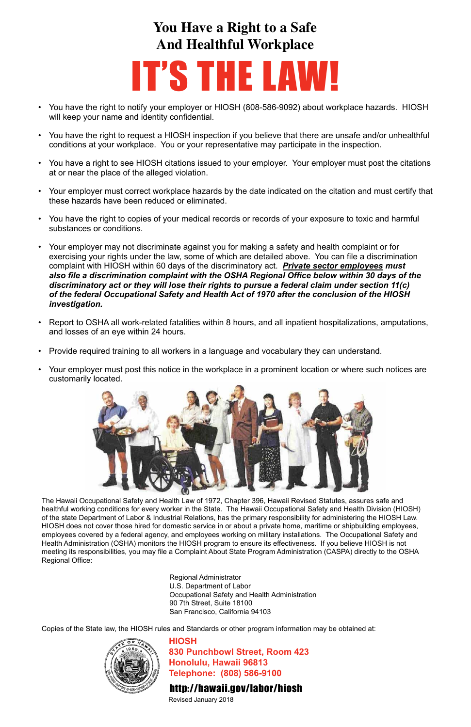# You Have a Right to a Safe And Healthful Workplace

# IT'S THE LAW!

- You have the right to notify your employer or HIOSH (808-586-9092) about workplace hazards. HIOSH will keep your name and identity confidential.
- You have the right to request a HIOSH inspection if you believe that there are unsafe and/or unhealthful conditions at your workplace. You or your representative may participate in the inspection.
- You have a right to see HIOSH citations issued to your employer. Your employer must post the citations at or near the place of the alleged violation.
- Your employer must correct workplace hazards by the date indicated on the citation and must certify that these hazards have been reduced or eliminated.
- You have the right to copies of your medical records or records of your exposure to toxic and harmful substances or conditions.
- Your employer may not discriminate against you for making a safety and health complaint or for exercising your rights under the law, some of which are detailed above. You can file a discrimination complaint with HIOSH within 60 days of the discriminatory act. ***Private sector employees*** ***must also file a discrimination complaint with the OSHA Regional Office below within 30 days of the discriminatory act or they will lose their rights to pursue a federal claim under section 11(c) of the federal Occupational Safety and Health Act of 1970 after the conclusion of the HIOSH investigation.***
- Report to OSHA all work-related fatalities within 8 hours, and all inpatient hospitalizations, amputations, and losses of an eye within 24 hours.
- Provide required training to all workers in a language and vocabulary they can understand.
- Your employer must post this notice in the workplace in a prominent location or where such notices are customarily located.

The Hawaii Occupational Safety and Health Law of 1972, Chapter 396, Hawaii Revised Statutes, assures safe and healthful working conditions for every worker in the State. The Hawaii Occupational Safety and Health Division (HIOSH) of the state Department of Labor & Industrial Relations, has the primary responsibility for administering the HIOSH Law. HIOSH does not cover those hired for domestic service in or about a private home, maritime or shipbuilding employees, employees covered by a federal agency, and employees working on military installations. The Occupational Safety and Health Administration (OSHA) monitors the HIOSH program to ensure its effectiveness. If you believe HIOSH is not meeting its responsibilities, you may file a Complaint About State Program Administration (CASPA) directly to the OSHA Regional Office:

Regional Administrator
U.S. Department of Labor
Occupational Safety and Health Administration
90 7th Street, Suite 18100
San Francisco, California 94103

Copies of the State law, the HIOSH rules and Standards or other program information may be obtained at:

**HIOSH**
**830 Punchbowl Street, Room 423**
**Honolulu, Hawaii 96813**
**Telephone: (808) 586-9100**

**http://hawaii.gov/labor/hiosh**

Revised January 2018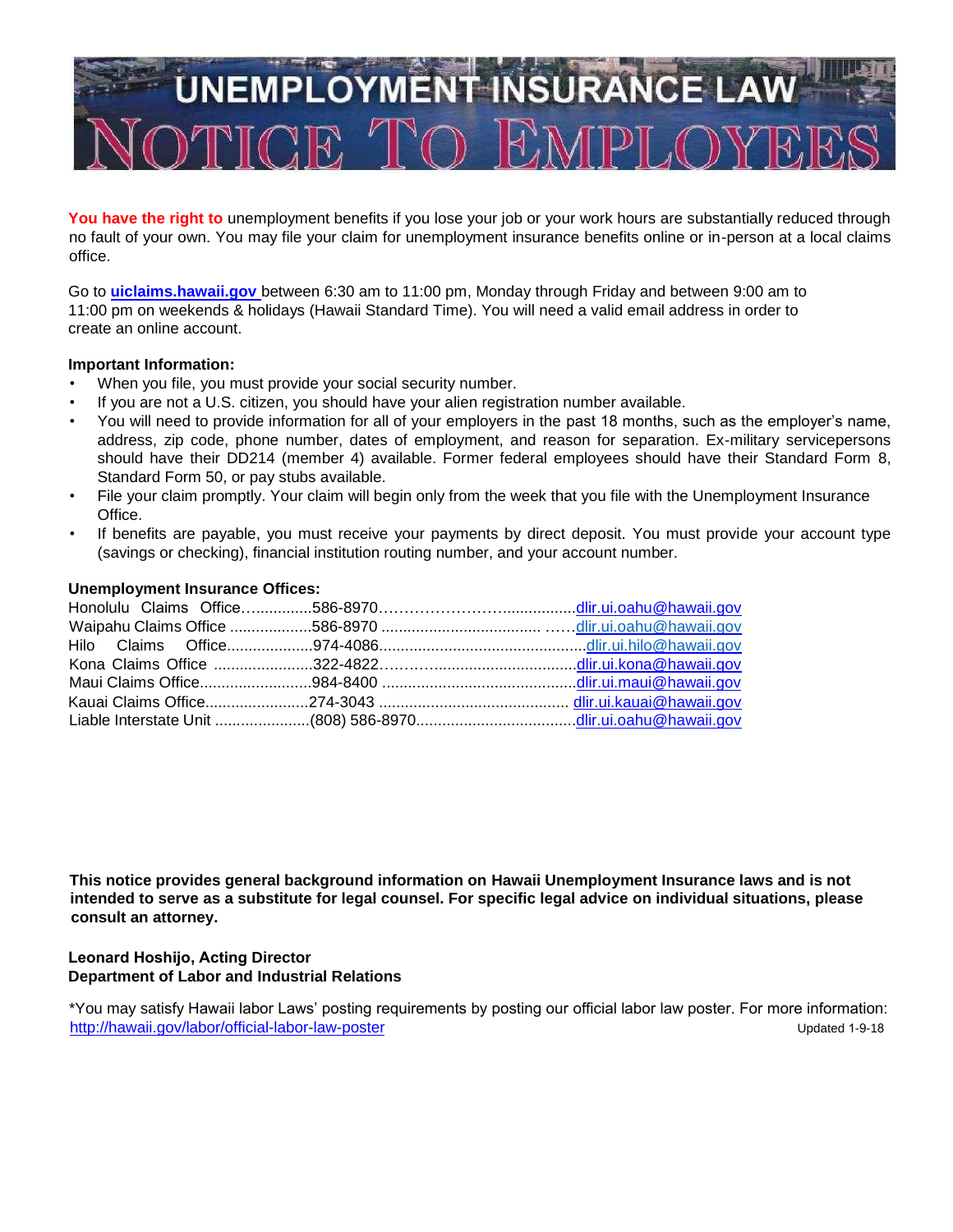# UNEMPLOYMENT INSURANCE LAW

# NOTICE TO EMPLOYEES

**You have the right to** unemployment benefits if you lose your job or your work hours are substantially reduced through no fault of your own. You may file your claim for unemployment insurance benefits online or in-person at a local claims office.

Go to **uiclaims.hawaii.gov** between 6:30 am to 11:00 pm, Monday through Friday and between 9:00 am to 11:00 pm on weekends & holidays (Hawaii Standard Time). You will need a valid email address in order to create an online account.

**Important Information:**

- When you file, you must provide your social security number.
- If you are not a U.S. citizen, you should have your alien registration number available.
- You will need to provide information for all of your employers in the past 18 months, such as the employer's name, address, zip code, phone number, dates of employment, and reason for separation. Ex-military servicepersons should have their DD214 (member 4) available. Former federal employees should have their Standard Form 8, Standard Form 50, or pay stubs available.
- File your claim promptly. Your claim will begin only from the week that you file with the Unemployment Insurance Office.
- If benefits are payable, you must receive your payments by direct deposit. You must provide your account type (savings or checking), financial institution routing number, and your account number.

**Unemployment Insurance Offices:**

| Office | Phone | Email |
|---|---|---|
| Honolulu Claims Office | 586-8970 | dlir.ui.oahu@hawaii.gov |
| Waipahu Claims Office | 586-8970 | dlir.ui.oahu@hawaii.gov |
| Hilo Claims Office | 974-4086 | dlir.ui.hilo@hawaii.gov |
| Kona Claims Office | 322-4822 | dlir.ui.kona@hawaii.gov |
| Maui Claims Office | 984-8400 | dlir.ui.maui@hawaii.gov |
| Kauai Claims Office | 274-3043 | dlir.ui.kauai@hawaii.gov |
| Liable Interstate Unit | (808) 586-8970 | dlir.ui.oahu@hawaii.gov |

**This notice provides general background information on Hawaii Unemployment Insurance laws and is not intended to serve as a substitute for legal counsel. For specific legal advice on individual situations, please consult an attorney.**

**Leonard Hoshijo, Acting Director**
**Department of Labor and Industrial Relations**

*You may satisfy Hawaii labor Laws' posting requirements by posting our official labor law poster. For more information: http://hawaii.gov/labor/official-labor-law-poster

Updated 1-9-18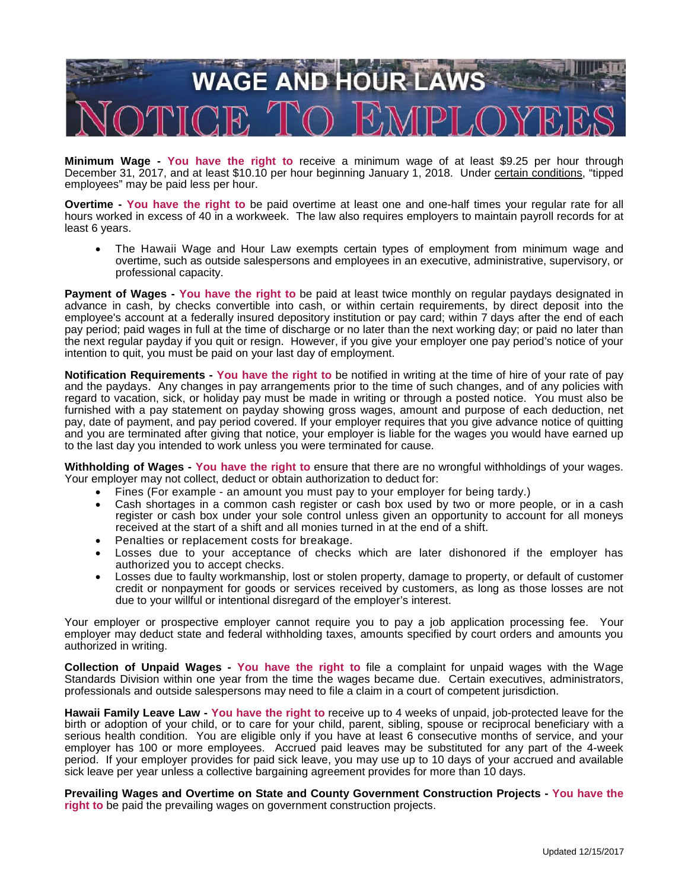# WAGE AND HOUR LAWS

# NOTICE TO EMPLOYEES

**Minimum Wage - You have the right to** receive a minimum wage of at least $9.25 per hour through December 31, 2017, and at least $10.10 per hour beginning January 1, 2018. Under certain conditions, "tipped employees" may be paid less per hour.

**Overtime - You have the right to** be paid overtime at least one and one-half times your regular rate for all hours worked in excess of 40 in a workweek. The law also requires employers to maintain payroll records for at least 6 years.

- The Hawaii Wage and Hour Law exempts certain types of employment from minimum wage and overtime, such as outside salespersons and employees in an executive, administrative, supervisory, or professional capacity.

**Payment of Wages - You have the right to** be paid at least twice monthly on regular paydays designated in advance in cash, by checks convertible into cash, or within certain requirements, by direct deposit into the employee's account at a federally insured depository institution or pay card; within 7 days after the end of each pay period; paid wages in full at the time of discharge or no later than the next working day; or paid no later than the next regular payday if you quit or resign. However, if you give your employer one pay period's notice of your intention to quit, you must be paid on your last day of employment.

**Notification Requirements - You have the right to** be notified in writing at the time of hire of your rate of pay and the paydays. Any changes in pay arrangements prior to the time of such changes, and of any policies with regard to vacation, sick, or holiday pay must be made in writing or through a posted notice. You must also be furnished with a pay statement on payday showing gross wages, amount and purpose of each deduction, net pay, date of payment, and pay period covered. If your employer requires that you give advance notice of quitting and you are terminated after giving that notice, your employer is liable for the wages you would have earned up to the last day you intended to work unless you were terminated for cause.

**Withholding of Wages - You have the right to** ensure that there are no wrongful withholdings of your wages. Your employer may not collect, deduct or obtain authorization to deduct for:

- Fines (For example - an amount you must pay to your employer for being tardy.)
- Cash shortages in a common cash register or cash box used by two or more people, or in a cash register or cash box under your sole control unless given an opportunity to account for all moneys received at the start of a shift and all monies turned in at the end of a shift.
- Penalties or replacement costs for breakage.
- Losses due to your acceptance of checks which are later dishonored if the employer has authorized you to accept checks.
- Losses due to faulty workmanship, lost or stolen property, damage to property, or default of customer credit or nonpayment for goods or services received by customers, as long as those losses are not due to your willful or intentional disregard of the employer's interest.

Your employer or prospective employer cannot require you to pay a job application processing fee. Your employer may deduct state and federal withholding taxes, amounts specified by court orders and amounts you authorized in writing.

**Collection of Unpaid Wages - You have the right to** file a complaint for unpaid wages with the Wage Standards Division within one year from the time the wages became due. Certain executives, administrators, professionals and outside salespersons may need to file a claim in a court of competent jurisdiction.

**Hawaii Family Leave Law - You have the right to** receive up to 4 weeks of unpaid, job-protected leave for the birth or adoption of your child, or to care for your child, parent, sibling, spouse or reciprocal beneficiary with a serious health condition. You are eligible only if you have at least 6 consecutive months of service, and your employer has 100 or more employees. Accrued paid leaves may be substituted for any part of the 4-week period. If your employer provides for paid sick leave, you may use up to 10 days of your accrued and available sick leave per year unless a collective bargaining agreement provides for more than 10 days.

**Prevailing Wages and Overtime on State and County Government Construction Projects - You have the right to** be paid the prevailing wages on government construction projects.

Updated 12/15/2017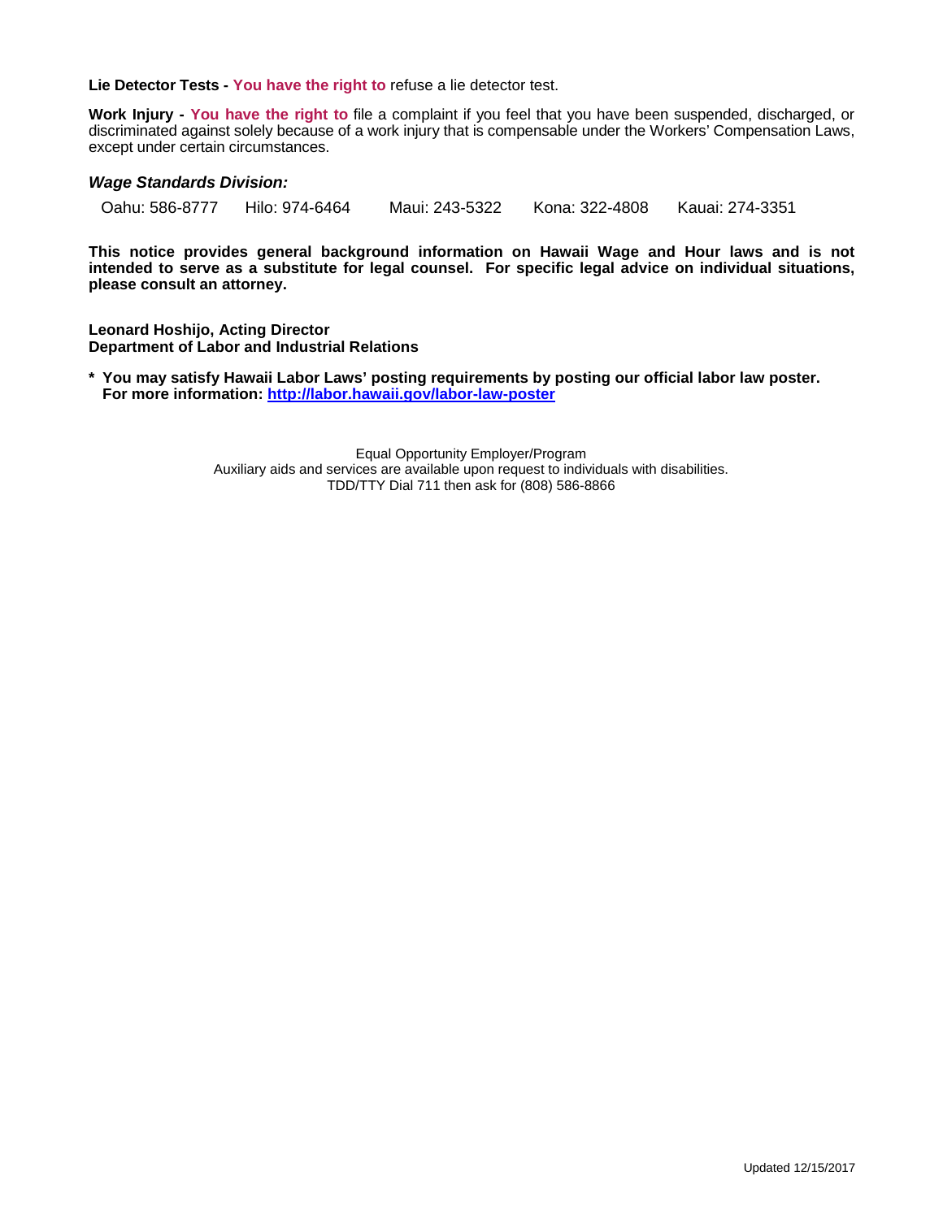**Lie Detector Tests -** **You have the right to** refuse a lie detector test.

**Work Injury -** **You have the right to** file a complaint if you feel that you have been suspended, discharged, or discriminated against solely because of a work injury that is compensable under the Workers' Compensation Laws, except under certain circumstances.

***Wage Standards Division:***

Oahu: 586-8777 Hilo: 974-6464 Maui: 243-5322 Kona: 322-4808 Kauai: 274-3351

**This notice provides general background information on Hawaii Wage and Hour laws and is not intended to serve as a substitute for legal counsel. For specific legal advice on individual situations, please consult an attorney.**

**Leonard Hoshijo, Acting Director**
**Department of Labor and Industrial Relations**

**\* You may satisfy Hawaii Labor Laws' posting requirements by posting our official labor law poster. For more information: [http://labor.hawaii.gov/labor-law-poster](http://labor.hawaii.gov/labor-law-poster)**

Equal Opportunity Employer/Program
Auxiliary aids and services are available upon request to individuals with disabilities.
TDD/TTY Dial 711 then ask for (808) 586-8866

Updated 12/15/2017